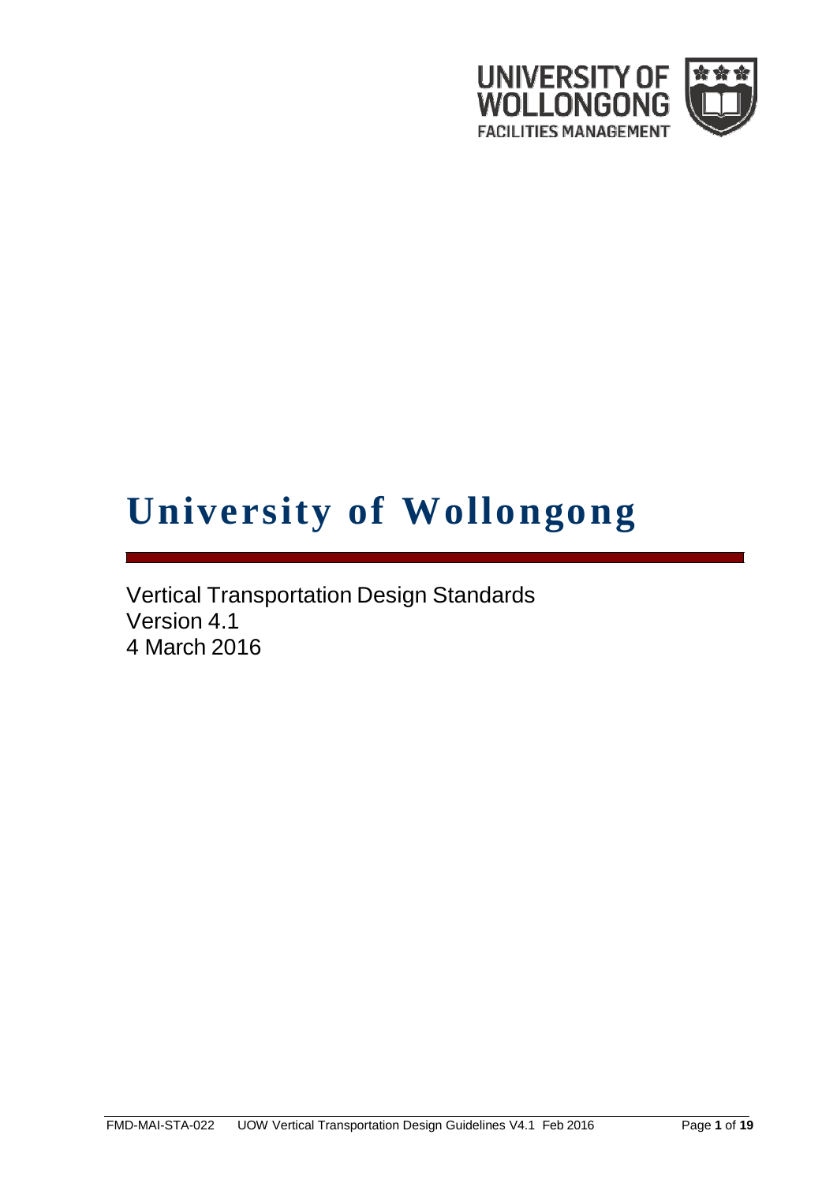UNIVERSITY OF WOLLONGONG
FACILITIES MANAGEMENT

# University of Wollongong

Vertical Transportation Design Standards
Version 4.1
4 March 2016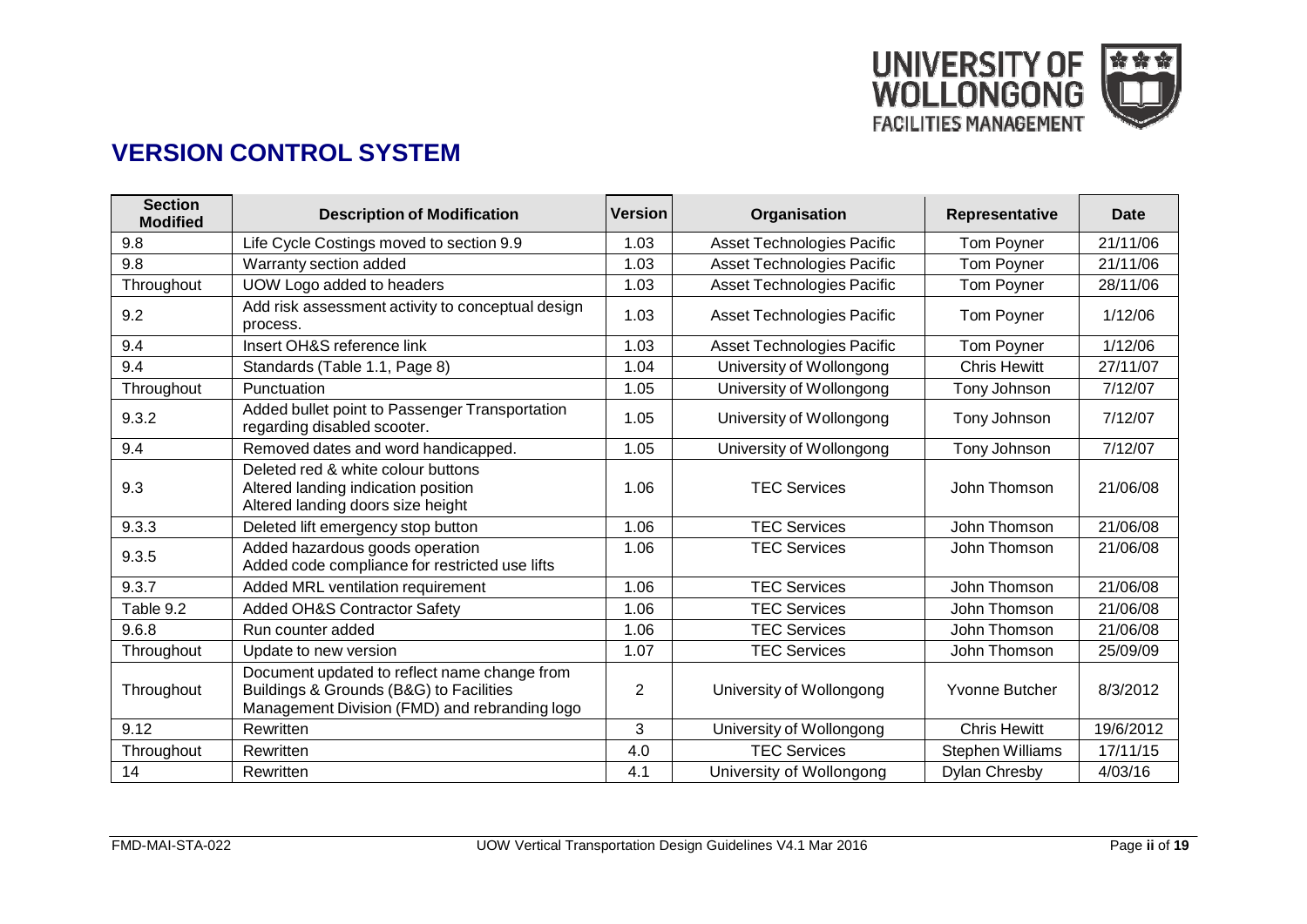# VERSION CONTROL SYSTEM

| Section Modified | Description of Modification | Version | Organisation | Representative | Date |
|---|---|---|---|---|---|
| 9.8 | Life Cycle Costings moved to section 9.9 | 1.03 | Asset Technologies Pacific | Tom Poyner | 21/11/06 |
| 9.8 | Warranty section added | 1.03 | Asset Technologies Pacific | Tom Poyner | 21/11/06 |
| Throughout | UOW Logo added to headers | 1.03 | Asset Technologies Pacific | Tom Poyner | 28/11/06 |
| 9.2 | Add risk assessment activity to conceptual design process. | 1.03 | Asset Technologies Pacific | Tom Poyner | 1/12/06 |
| 9.4 | Insert OH&S reference link | 1.03 | Asset Technologies Pacific | Tom Poyner | 1/12/06 |
| 9.4 | Standards (Table 1.1, Page 8) | 1.04 | University of Wollongong | Chris Hewitt | 27/11/07 |
| Throughout | Punctuation | 1.05 | University of Wollongong | Tony Johnson | 7/12/07 |
| 9.3.2 | Added bullet point to Passenger Transportation regarding disabled scooter. | 1.05 | University of Wollongong | Tony Johnson | 7/12/07 |
| 9.4 | Removed dates and word handicapped. | 1.05 | University of Wollongong | Tony Johnson | 7/12/07 |
| 9.3 | Deleted red & white colour buttons<br>Altered landing indication position<br>Altered landing doors size height | 1.06 | TEC Services | John Thomson | 21/06/08 |
| 9.3.3 | Deleted lift emergency stop button | 1.06 | TEC Services | John Thomson | 21/06/08 |
| 9.3.5 | Added hazardous goods operation<br>Added code compliance for restricted use lifts | 1.06 | TEC Services | John Thomson | 21/06/08 |
| 9.3.7 | Added MRL ventilation requirement | 1.06 | TEC Services | John Thomson | 21/06/08 |
| Table 9.2 | Added OH&S Contractor Safety | 1.06 | TEC Services | John Thomson | 21/06/08 |
| 9.6.8 | Run counter added | 1.06 | TEC Services | John Thomson | 21/06/08 |
| Throughout | Update to new version | 1.07 | TEC Services | John Thomson | 25/09/09 |
| Throughout | Document updated to reflect name change from Buildings & Grounds (B&G) to Facilities Management Division (FMD) and rebranding logo | 2 | University of Wollongong | Yvonne Butcher | 8/3/2012 |
| 9.12 | Rewritten | 3 | University of Wollongong | Chris Hewitt | 19/6/2012 |
| Throughout | Rewritten | 4.0 | TEC Services | Stephen Williams | 17/11/15 |
| 14 | Rewritten | 4.1 | University of Wollongong | Dylan Chresby | 4/03/16 |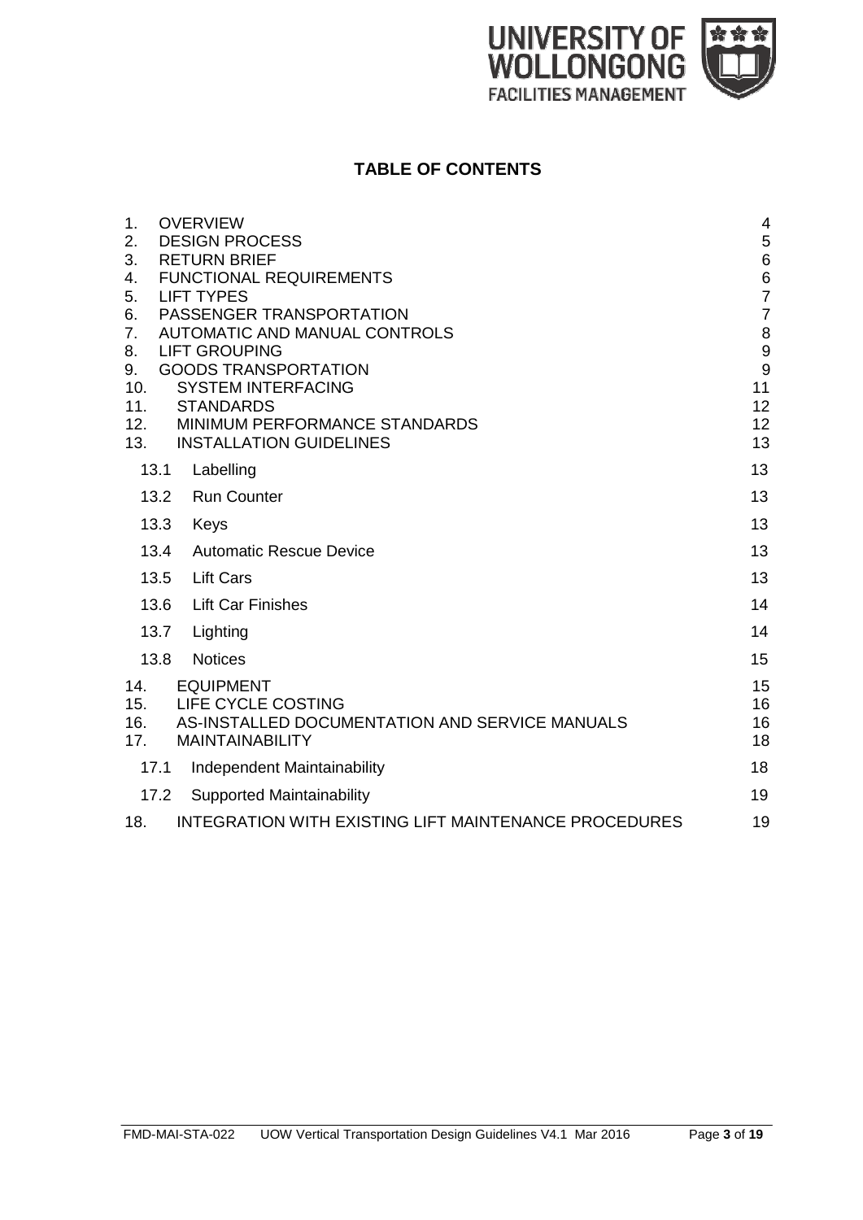# TABLE OF CONTENTS

| | | |
|---|---|---|
| 1. | OVERVIEW | 4 |
| 2. | DESIGN PROCESS | 5 |
| 3. | RETURN BRIEF | 6 |
| 4. | FUNCTIONAL REQUIREMENTS | 6 |
| 5. | LIFT TYPES | 7 |
| 6. | PASSENGER TRANSPORTATION | 7 |
| 7. | AUTOMATIC AND MANUAL CONTROLS | 8 |
| 8. | LIFT GROUPING | 9 |
| 9. | GOODS TRANSPORTATION | 9 |
| 10. | SYSTEM INTERFACING | 11 |
| 11. | STANDARDS | 12 |
| 12. | MINIMUM PERFORMANCE STANDARDS | 12 |
| 13. | INSTALLATION GUIDELINES | 13 |
| 13.1 | Labelling | 13 |
| 13.2 | Run Counter | 13 |
| 13.3 | Keys | 13 |
| 13.4 | Automatic Rescue Device | 13 |
| 13.5 | Lift Cars | 13 |
| 13.6 | Lift Car Finishes | 14 |
| 13.7 | Lighting | 14 |
| 13.8 | Notices | 15 |
| 14. | EQUIPMENT | 15 |
| 15. | LIFE CYCLE COSTING | 16 |
| 16. | AS-INSTALLED DOCUMENTATION AND SERVICE MANUALS | 16 |
| 17. | MAINTAINABILITY | 18 |
| 17.1 | Independent Maintainability | 18 |
| 17.2 | Supported Maintainability | 19 |
| 18. | INTEGRATION WITH EXISTING LIFT MAINTENANCE PROCEDURES | 19 |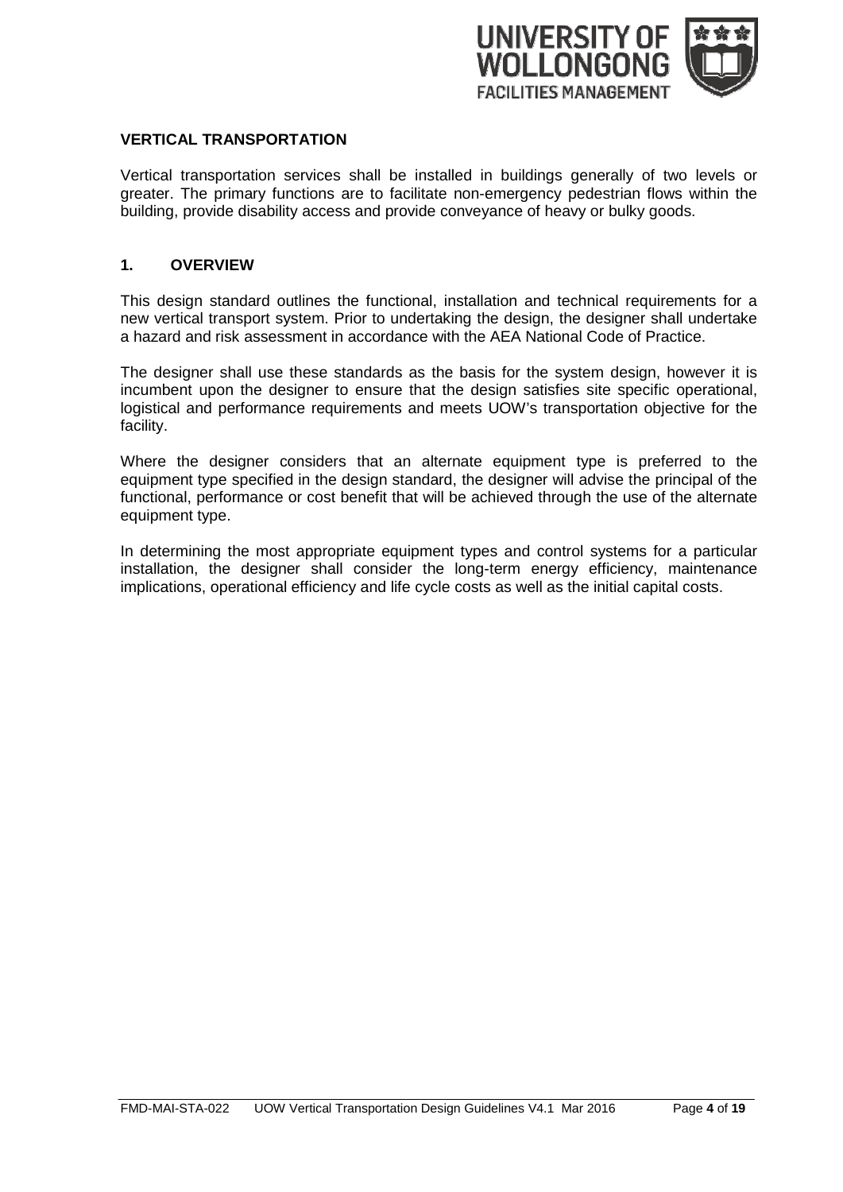## VERTICAL TRANSPORTATION

Vertical transportation services shall be installed in buildings generally of two levels or greater. The primary functions are to facilitate non-emergency pedestrian flows within the building, provide disability access and provide conveyance of heavy or bulky goods.

## 1. OVERVIEW

This design standard outlines the functional, installation and technical requirements for a new vertical transport system. Prior to undertaking the design, the designer shall undertake a hazard and risk assessment in accordance with the AEA National Code of Practice.

The designer shall use these standards as the basis for the system design, however it is incumbent upon the designer to ensure that the design satisfies site specific operational, logistical and performance requirements and meets UOW's transportation objective for the facility.

Where the designer considers that an alternate equipment type is preferred to the equipment type specified in the design standard, the designer will advise the principal of the functional, performance or cost benefit that will be achieved through the use of the alternate equipment type.

In determining the most appropriate equipment types and control systems for a particular installation, the designer shall consider the long-term energy efficiency, maintenance implications, operational efficiency and life cycle costs as well as the initial capital costs.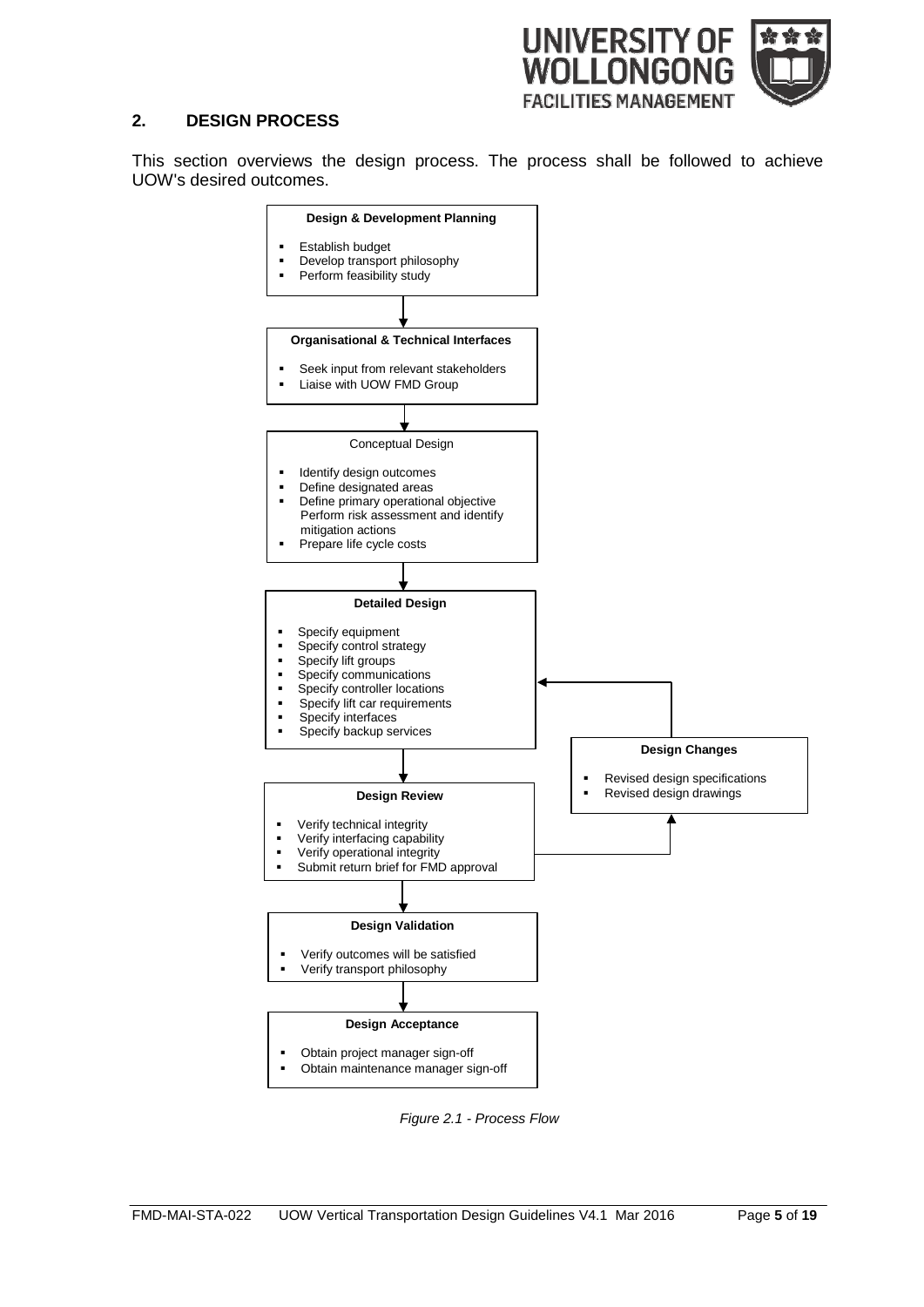## 2. DESIGN PROCESS

This section overviews the design process. The process shall be followed to achieve UOW's desired outcomes.

**Design & Development Planning**

- Establish budget
- Develop transport philosophy
- Perform feasibility study

**Organisational & Technical Interfaces**

- Seek input from relevant stakeholders
- Liaise with UOW FMD Group

Conceptual Design

- Identify design outcomes
- Define designated areas
- Define primary operational objective
  Perform risk assessment and identify mitigation actions
- Prepare life cycle costs

**Detailed Design**

- Specify equipment
- Specify control strategy
- Specify lift groups
- Specify communications
- Specify controller locations
- Specify lift car requirements
- Specify interfaces
- Specify backup services

**Design Changes**

- Revised design specifications
- Revised design drawings

**Design Review**

- Verify technical integrity
- Verify interfacing capability
- Verify operational integrity
- Submit return brief for FMD approval

**Design Validation**

- Verify outcomes will be satisfied
- Verify transport philosophy

**Design Acceptance**

- Obtain project manager sign-off
- Obtain maintenance manager sign-off

*Figure 2.1 - Process Flow*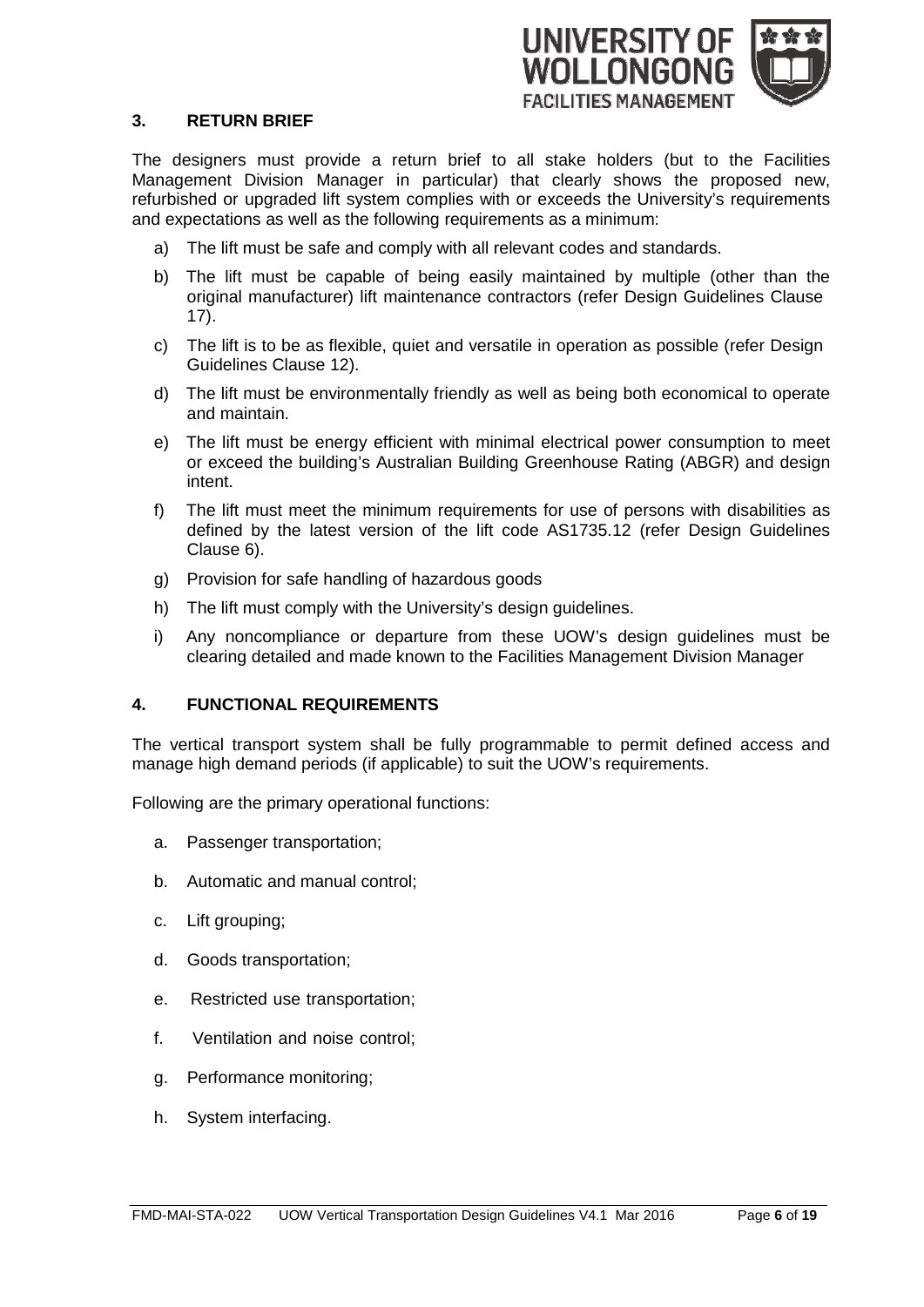## 3. RETURN BRIEF

The designers must provide a return brief to all stake holders (but to the Facilities Management Division Manager in particular) that clearly shows the proposed new, refurbished or upgraded lift system complies with or exceeds the University's requirements and expectations as well as the following requirements as a minimum:

a) The lift must be safe and comply with all relevant codes and standards.

b) The lift must be capable of being easily maintained by multiple (other than the original manufacturer) lift maintenance contractors (refer Design Guidelines Clause 17).

c) The lift is to be as flexible, quiet and versatile in operation as possible (refer Design Guidelines Clause 12).

d) The lift must be environmentally friendly as well as being both economical to operate and maintain.

e) The lift must be energy efficient with minimal electrical power consumption to meet or exceed the building's Australian Building Greenhouse Rating (ABGR) and design intent.

f) The lift must meet the minimum requirements for use of persons with disabilities as defined by the latest version of the lift code AS1735.12 (refer Design Guidelines Clause 6).

g) Provision for safe handling of hazardous goods

h) The lift must comply with the University's design guidelines.

i) Any noncompliance or departure from these UOW's design guidelines must be clearing detailed and made known to the Facilities Management Division Manager

## 4. FUNCTIONAL REQUIREMENTS

The vertical transport system shall be fully programmable to permit defined access and manage high demand periods (if applicable) to suit the UOW's requirements.

Following are the primary operational functions:

a. Passenger transportation;

b. Automatic and manual control;

c. Lift grouping;

d. Goods transportation;

e. Restricted use transportation;

f. Ventilation and noise control;

g. Performance monitoring;

h. System interfacing.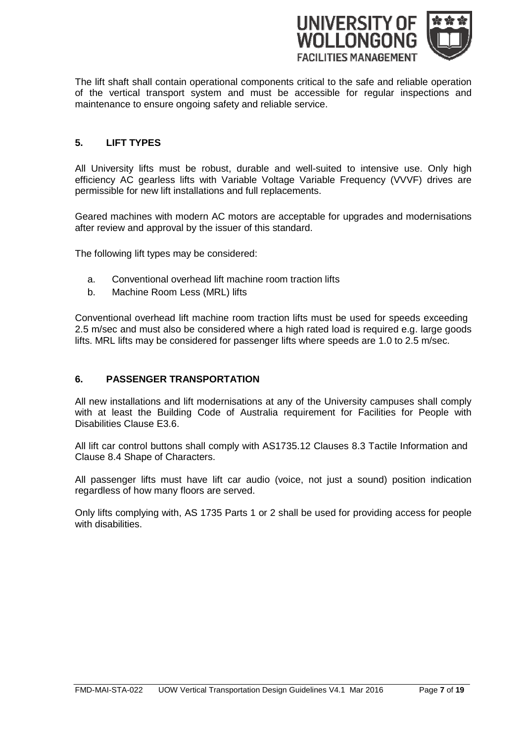The lift shaft shall contain operational components critical to the safe and reliable operation of the vertical transport system and must be accessible for regular inspections and maintenance to ensure ongoing safety and reliable service.

## 5. LIFT TYPES

All University lifts must be robust, durable and well-suited to intensive use. Only high efficiency AC gearless lifts with Variable Voltage Variable Frequency (VVVF) drives are permissible for new lift installations and full replacements.

Geared machines with modern AC motors are acceptable for upgrades and modernisations after review and approval by the issuer of this standard.

The following lift types may be considered:

a. Conventional overhead lift machine room traction lifts
b. Machine Room Less (MRL) lifts

Conventional overhead lift machine room traction lifts must be used for speeds exceeding 2.5 m/sec and must also be considered where a high rated load is required e.g. large goods lifts. MRL lifts may be considered for passenger lifts where speeds are 1.0 to 2.5 m/sec.

## 6. PASSENGER TRANSPORTATION

All new installations and lift modernisations at any of the University campuses shall comply with at least the Building Code of Australia requirement for Facilities for People with Disabilities Clause E3.6.

All lift car control buttons shall comply with AS1735.12 Clauses 8.3 Tactile Information and Clause 8.4 Shape of Characters.

All passenger lifts must have lift car audio (voice, not just a sound) position indication regardless of how many floors are served.

Only lifts complying with, AS 1735 Parts 1 or 2 shall be used for providing access for people with disabilities.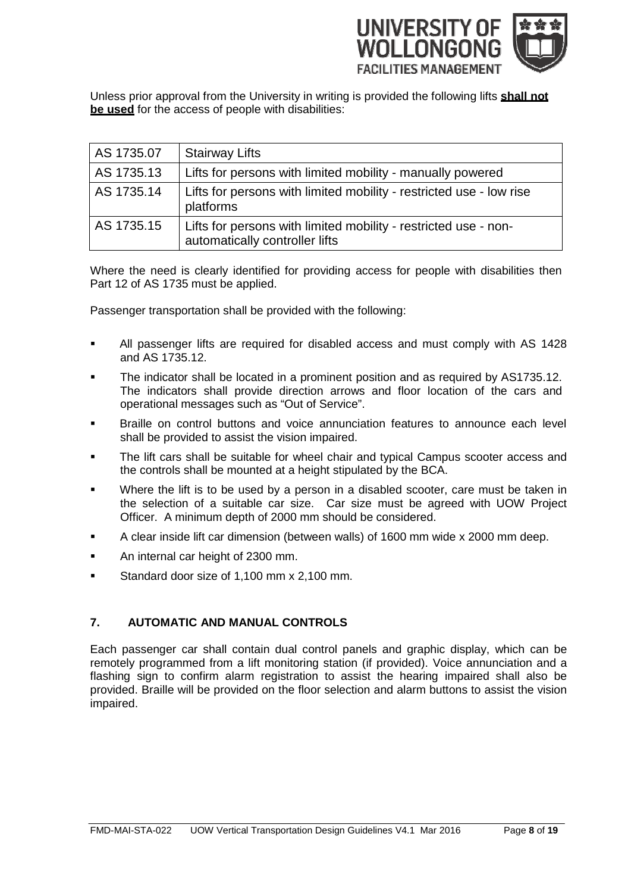Unless prior approval from the University in writing is provided the following lifts **shall not be used** for the access of people with disabilities:

| | |
|---|---|
| AS 1735.07 | Stairway Lifts |
| AS 1735.13 | Lifts for persons with limited mobility - manually powered |
| AS 1735.14 | Lifts for persons with limited mobility - restricted use - low rise platforms |
| AS 1735.15 | Lifts for persons with limited mobility - restricted use - non-automatically controller lifts |

Where the need is clearly identified for providing access for people with disabilities then Part 12 of AS 1735 must be applied.

Passenger transportation shall be provided with the following:

- All passenger lifts are required for disabled access and must comply with AS 1428 and AS 1735.12.
- The indicator shall be located in a prominent position and as required by AS1735.12. The indicators shall provide direction arrows and floor location of the cars and operational messages such as "Out of Service".
- Braille on control buttons and voice annunciation features to announce each level shall be provided to assist the vision impaired.
- The lift cars shall be suitable for wheel chair and typical Campus scooter access and the controls shall be mounted at a height stipulated by the BCA.
- Where the lift is to be used by a person in a disabled scooter, care must be taken in the selection of a suitable car size. Car size must be agreed with UOW Project Officer. A minimum depth of 2000 mm should be considered.
- A clear inside lift car dimension (between walls) of 1600 mm wide x 2000 mm deep.
- An internal car height of 2300 mm.
- Standard door size of 1,100 mm x 2,100 mm.

## 7. AUTOMATIC AND MANUAL CONTROLS

Each passenger car shall contain dual control panels and graphic display, which can be remotely programmed from a lift monitoring station (if provided). Voice annunciation and a flashing sign to confirm alarm registration to assist the hearing impaired shall also be provided. Braille will be provided on the floor selection and alarm buttons to assist the vision impaired.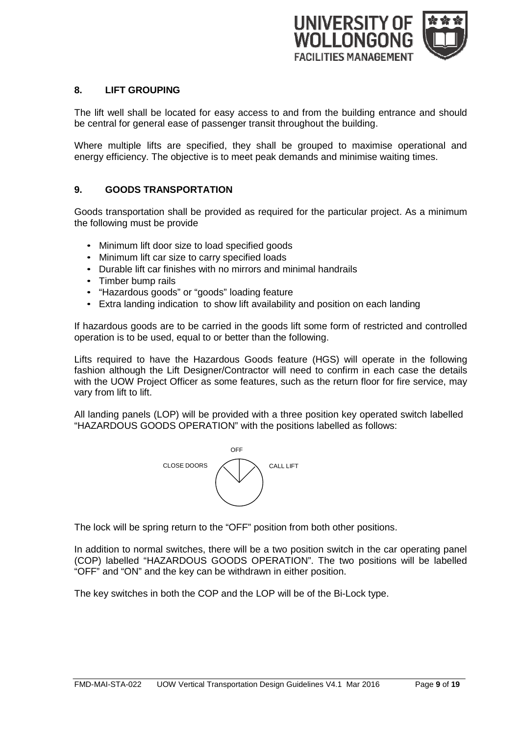## 8. LIFT GROUPING

The lift well shall be located for easy access to and from the building entrance and should be central for general ease of passenger transit throughout the building.

Where multiple lifts are specified, they shall be grouped to maximise operational and energy efficiency. The objective is to meet peak demands and minimise waiting times.

## 9. GOODS TRANSPORTATION

Goods transportation shall be provided as required for the particular project. As a minimum the following must be provide

- Minimum lift door size to load specified goods
- Minimum lift car size to carry specified loads
- Durable lift car finishes with no mirrors and minimal handrails
- Timber bump rails
- "Hazardous goods" or "goods" loading feature
- Extra landing indication to show lift availability and position on each landing

If hazardous goods are to be carried in the goods lift some form of restricted and controlled operation is to be used, equal to or better than the following.

Lifts required to have the Hazardous Goods feature (HGS) will operate in the following fashion although the Lift Designer/Contractor will need to confirm in each case the details with the UOW Project Officer as some features, such as the return floor for fire service, may vary from lift to lift.

All landing panels (LOP) will be provided with a three position key operated switch labelled "HAZARDOUS GOODS OPERATION" with the positions labelled as follows:

OFF

CLOSE DOORS

CALL LIFT

The lock will be spring return to the "OFF" position from both other positions.

In addition to normal switches, there will be a two position switch in the car operating panel (COP) labelled "HAZARDOUS GOODS OPERATION". The two positions will be labelled "OFF" and "ON" and the key can be withdrawn in either position.

The key switches in both the COP and the LOP will be of the Bi-Lock type.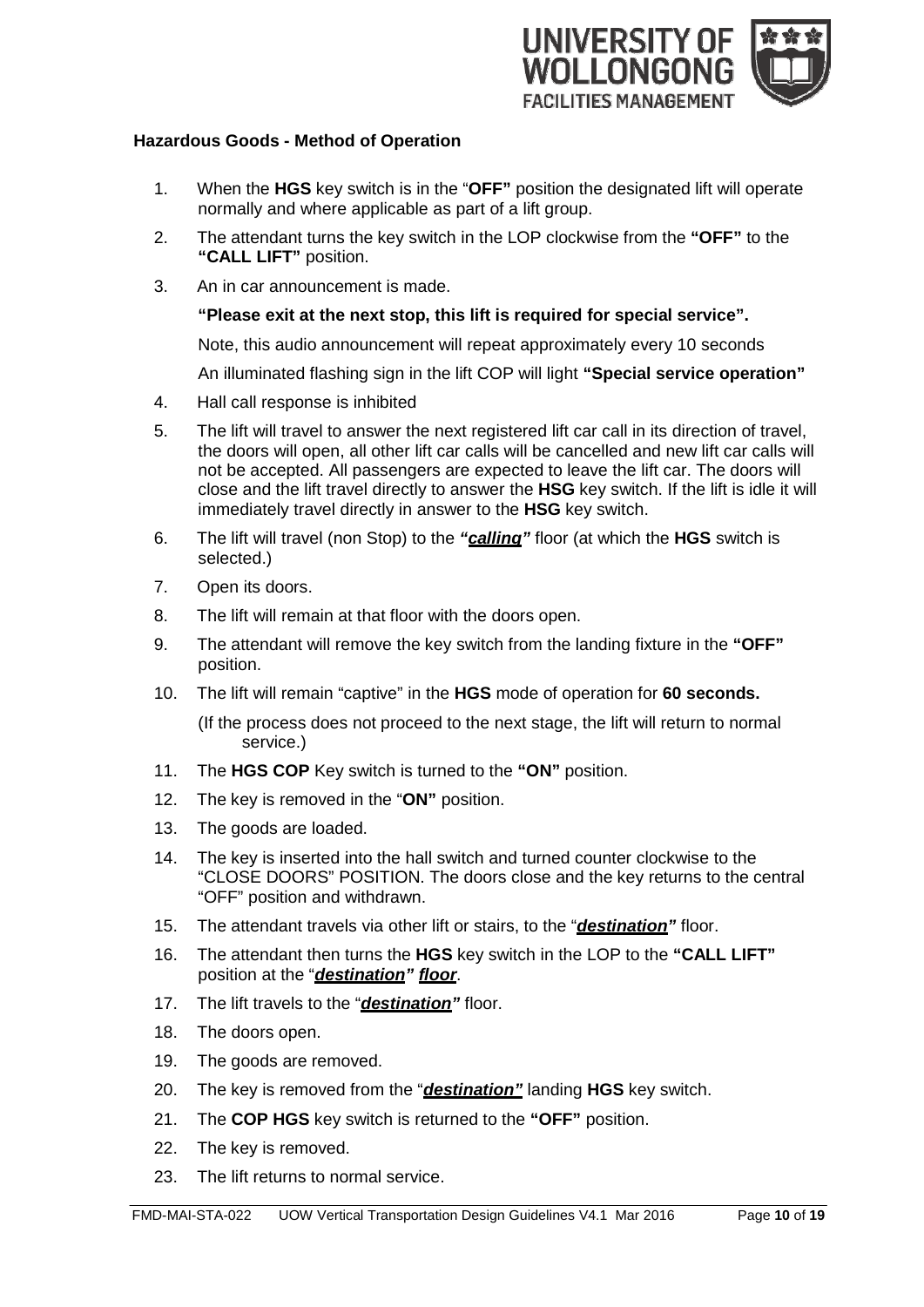**Hazardous Goods - Method of Operation**

1. When the **HGS** key switch is in the "**OFF"** position the designated lift will operate normally and where applicable as part of a lift group.
2. The attendant turns the key switch in the LOP clockwise from the **"OFF"** to the **"CALL LIFT"** position.
3. An in car announcement is made.

   **"Please exit at the next stop, this lift is required for special service".**

   Note, this audio announcement will repeat approximately every 10 seconds

   An illuminated flashing sign in the lift COP will light **"Special service operation"**
4. Hall call response is inhibited
5. The lift will travel to answer the next registered lift car call in its direction of travel, the doors will open, all other lift car calls will be cancelled and new lift car calls will not be accepted. All passengers are expected to leave the lift car. The doors will close and the lift travel directly to answer the **HSG** key switch. If the lift is idle it will immediately travel directly in answer to the **HSG** key switch.
6. The lift will travel (non Stop) to the ***"calling"*** floor (at which the **HGS** switch is selected.)
7. Open its doors.
8. The lift will remain at that floor with the doors open.
9. The attendant will remove the key switch from the landing fixture in the **"OFF"** position.
10. The lift will remain "captive" in the **HGS** mode of operation for **60 seconds.**

    (If the process does not proceed to the next stage, the lift will return to normal service.)
11. The **HGS COP** Key switch is turned to the **"ON"** position.
12. The key is removed in the "**ON"** position.
13. The goods are loaded.
14. The key is inserted into the hall switch and turned counter clockwise to the "CLOSE DOORS" POSITION. The doors close and the key returns to the central "OFF" position and withdrawn.
15. The attendant travels via other lift or stairs, to the "***destination"*** floor.
16. The attendant then turns the **HGS** key switch in the LOP to the **"CALL LIFT"** position at the "***destination" floor***.
17. The lift travels to the "***destination"*** floor.
18. The doors open.
19. The goods are removed.
20. The key is removed from the "***destination"*** landing **HGS** key switch.
21. The **COP HGS** key switch is returned to the **"OFF"** position.
22. The key is removed.
23. The lift returns to normal service.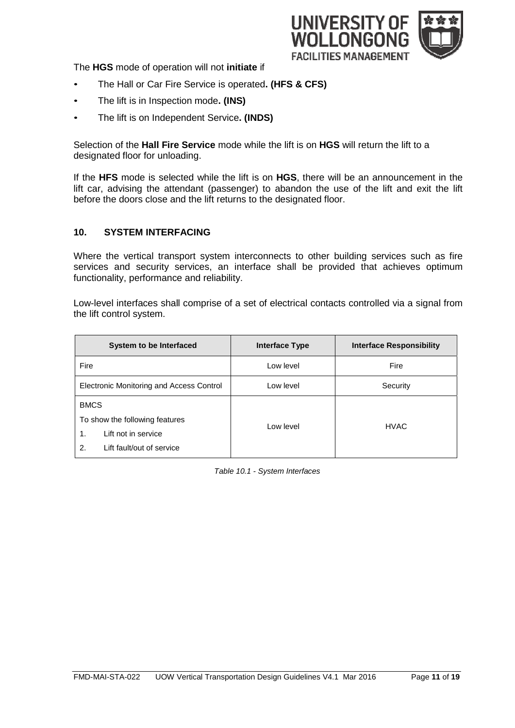The **HGS** mode of operation will not **initiate** if

- The Hall or Car Fire Service is operated**. (HFS & CFS)**
- The lift is in Inspection mode**. (INS)**
- The lift is on Independent Service**. (INDS)**

Selection of the **Hall Fire Service** mode while the lift is on **HGS** will return the lift to a designated floor for unloading.

If the **HFS** mode is selected while the lift is on **HGS**, there will be an announcement in the lift car, advising the attendant (passenger) to abandon the use of the lift and exit the lift before the doors close and the lift returns to the designated floor.

## 10. SYSTEM INTERFACING

Where the vertical transport system interconnects to other building services such as fire services and security services, an interface shall be provided that achieves optimum functionality, performance and reliability.

Low-level interfaces shall comprise of a set of electrical contacts controlled via a signal from the lift control system.

| System to be Interfaced | Interface Type | Interface Responsibility |
|---|---|---|
| Fire | Low level | Fire |
| Electronic Monitoring and Access Control | Low level | Security |
| BMCS<br>To show the following features<br>1. Lift not in service<br>2. Lift fault/out of service | Low level | HVAC |

*Table 10.1 - System Interfaces*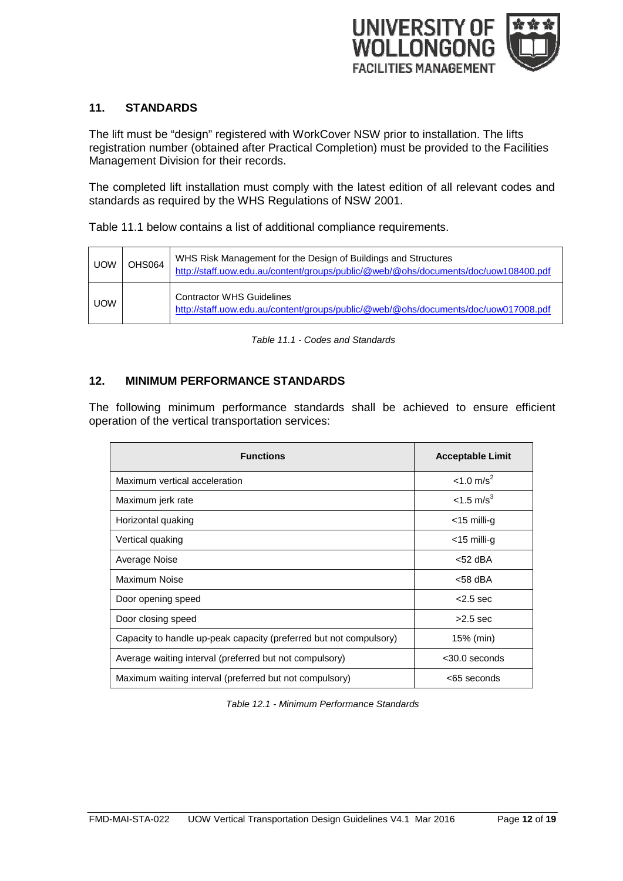## 11. STANDARDS

The lift must be "design" registered with WorkCover NSW prior to installation. The lifts registration number (obtained after Practical Completion) must be provided to the Facilities Management Division for their records.

The completed lift installation must comply with the latest edition of all relevant codes and standards as required by the WHS Regulations of NSW 2001.

Table 11.1 below contains a list of additional compliance requirements.

| | | |
|---|---|---|
| UOW | OHS064 | WHS Risk Management for the Design of Buildings and Structures http://staff.uow.edu.au/content/groups/public/@web/@ohs/documents/doc/uow108400.pdf |
| UOW | | Contractor WHS Guidelines http://staff.uow.edu.au/content/groups/public/@web/@ohs/documents/doc/uow017008.pdf |

*Table 11.1 - Codes and Standards*

## 12. MINIMUM PERFORMANCE STANDARDS

The following minimum performance standards shall be achieved to ensure efficient operation of the vertical transportation services:

| Functions | Acceptable Limit |
|---|---|
| Maximum vertical acceleration | $<1.0$ m/s$^2$ |
| Maximum jerk rate | $<1.5$ m/s$^3$ |
| Horizontal quaking | <15 milli-g |
| Vertical quaking | <15 milli-g |
| Average Noise | <52 dBA |
| Maximum Noise | <58 dBA |
| Door opening speed | <2.5 sec |
| Door closing speed | >2.5 sec |
| Capacity to handle up-peak capacity (preferred but not compulsory) | 15% (min) |
| Average waiting interval (preferred but not compulsory) | <30.0 seconds |
| Maximum waiting interval (preferred but not compulsory) | <65 seconds |

*Table 12.1 - Minimum Performance Standards*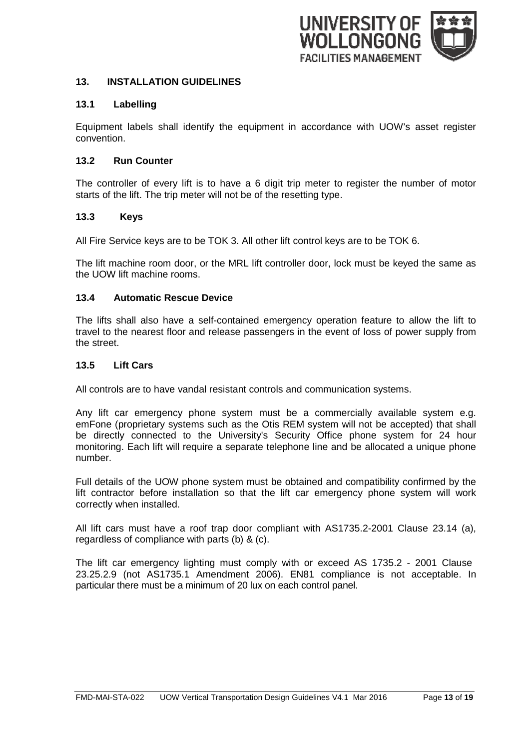## 13. INSTALLATION GUIDELINES

### 13.1 Labelling

Equipment labels shall identify the equipment in accordance with UOW's asset register convention.

### 13.2 Run Counter

The controller of every lift is to have a 6 digit trip meter to register the number of motor starts of the lift. The trip meter will not be of the resetting type.

### 13.3 Keys

All Fire Service keys are to be TOK 3. All other lift control keys are to be TOK 6.

The lift machine room door, or the MRL lift controller door, lock must be keyed the same as the UOW lift machine rooms.

### 13.4 Automatic Rescue Device

The lifts shall also have a self-contained emergency operation feature to allow the lift to travel to the nearest floor and release passengers in the event of loss of power supply from the street.

### 13.5 Lift Cars

All controls are to have vandal resistant controls and communication systems.

Any lift car emergency phone system must be a commercially available system e.g. emFone (proprietary systems such as the Otis REM system will not be accepted) that shall be directly connected to the University's Security Office phone system for 24 hour monitoring. Each lift will require a separate telephone line and be allocated a unique phone number.

Full details of the UOW phone system must be obtained and compatibility confirmed by the lift contractor before installation so that the lift car emergency phone system will work correctly when installed.

All lift cars must have a roof trap door compliant with AS1735.2-2001 Clause 23.14 (a), regardless of compliance with parts (b) & (c).

The lift car emergency lighting must comply with or exceed AS 1735.2 - 2001 Clause 23.25.2.9 (not AS1735.1 Amendment 2006). EN81 compliance is not acceptable. In particular there must be a minimum of 20 lux on each control panel.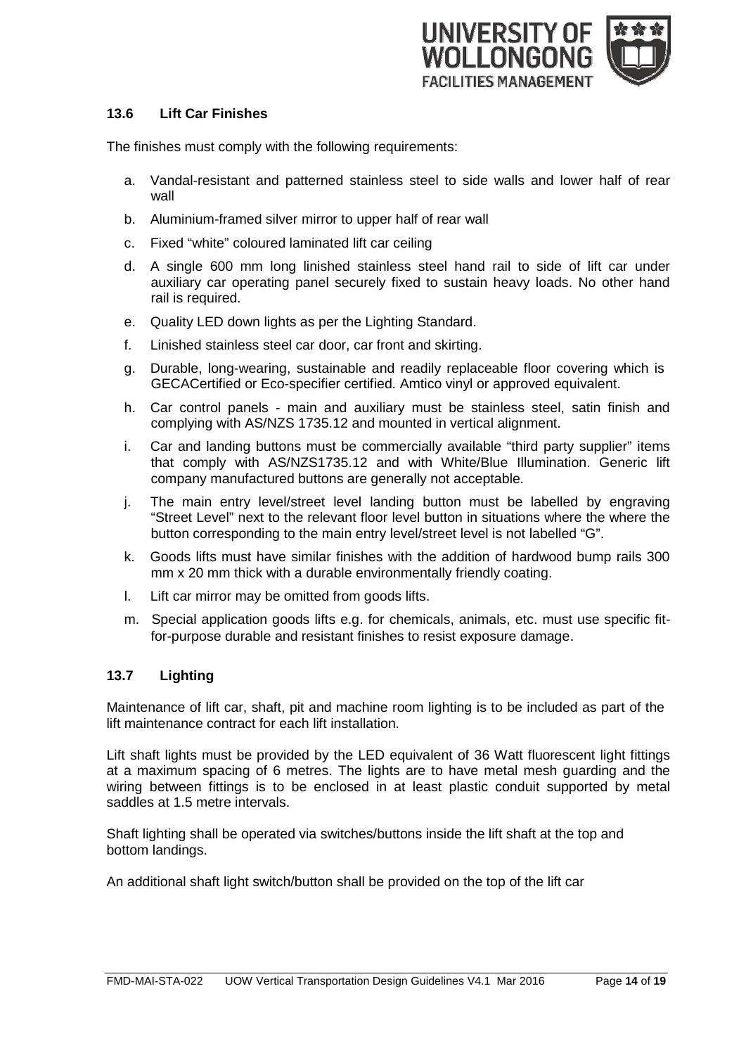### 13.6 Lift Car Finishes

The finishes must comply with the following requirements:

a. Vandal-resistant and patterned stainless steel to side walls and lower half of rear wall

b. Aluminium-framed silver mirror to upper half of rear wall

c. Fixed "white" coloured laminated lift car ceiling

d. A single 600 mm long linished stainless steel hand rail to side of lift car under auxiliary car operating panel securely fixed to sustain heavy loads. No other hand rail is required.

e. Quality LED down lights as per the Lighting Standard.

f. Linished stainless steel car door, car front and skirting.

g. Durable, long-wearing, sustainable and readily replaceable floor covering which is GECACertified or Eco-specifier certified. Amtico vinyl or approved equivalent.

h. Car control panels - main and auxiliary must be stainless steel, satin finish and complying with AS/NZS 1735.12 and mounted in vertical alignment.

i. Car and landing buttons must be commercially available "third party supplier" items that comply with AS/NZS1735.12 and with White/Blue Illumination. Generic lift company manufactured buttons are generally not acceptable.

j. The main entry level/street level landing button must be labelled by engraving "Street Level" next to the relevant floor level button in situations where the where the button corresponding to the main entry level/street level is not labelled "G".

k. Goods lifts must have similar finishes with the addition of hardwood bump rails 300 mm x 20 mm thick with a durable environmentally friendly coating.

l. Lift car mirror may be omitted from goods lifts.

m. Special application goods lifts e.g. for chemicals, animals, etc. must use specific fit-for-purpose durable and resistant finishes to resist exposure damage.

### 13.7 Lighting

Maintenance of lift car, shaft, pit and machine room lighting is to be included as part of the lift maintenance contract for each lift installation.

Lift shaft lights must be provided by the LED equivalent of 36 Watt fluorescent light fittings at a maximum spacing of 6 metres. The lights are to have metal mesh guarding and the wiring between fittings is to be enclosed in at least plastic conduit supported by metal saddles at 1.5 metre intervals.

Shaft lighting shall be operated via switches/buttons inside the lift shaft at the top and bottom landings.

An additional shaft light switch/button shall be provided on the top of the lift car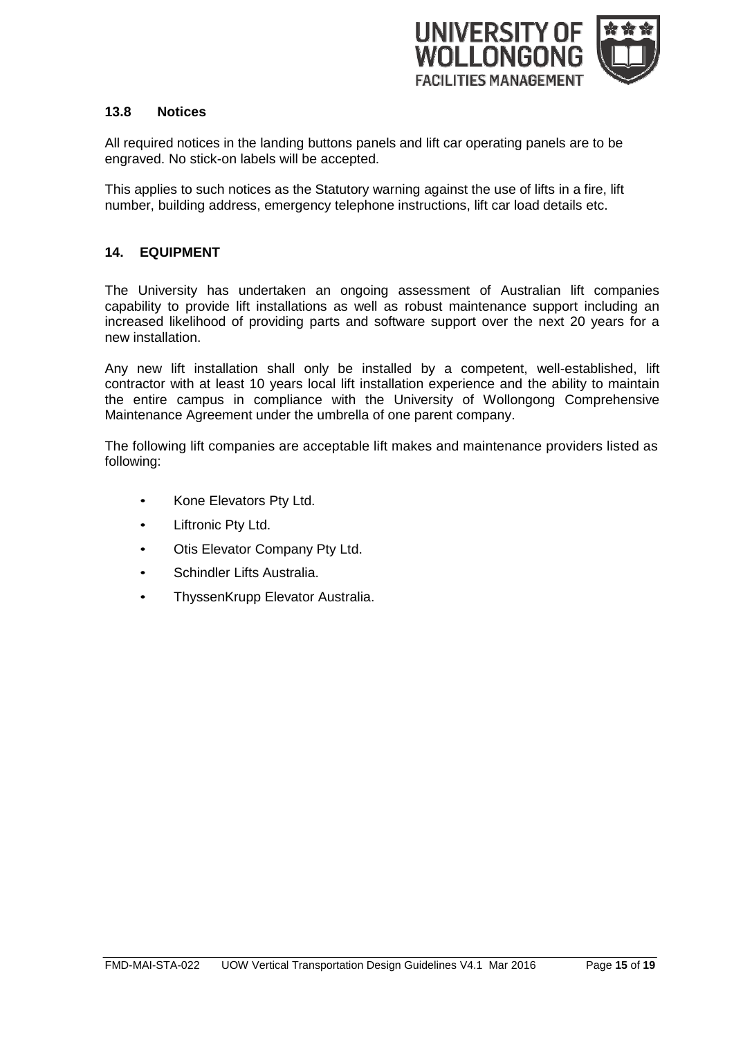### 13.8 Notices

All required notices in the landing buttons panels and lift car operating panels are to be engraved. No stick-on labels will be accepted.

This applies to such notices as the Statutory warning against the use of lifts in a fire, lift number, building address, emergency telephone instructions, lift car load details etc.

## 14. EQUIPMENT

The University has undertaken an ongoing assessment of Australian lift companies capability to provide lift installations as well as robust maintenance support including an increased likelihood of providing parts and software support over the next 20 years for a new installation.

Any new lift installation shall only be installed by a competent, well-established, lift contractor with at least 10 years local lift installation experience and the ability to maintain the entire campus in compliance with the University of Wollongong Comprehensive Maintenance Agreement under the umbrella of one parent company.

The following lift companies are acceptable lift makes and maintenance providers listed as following:

- Kone Elevators Pty Ltd.
- Liftronic Pty Ltd.
- Otis Elevator Company Pty Ltd.
- Schindler Lifts Australia.
- ThyssenKrupp Elevator Australia.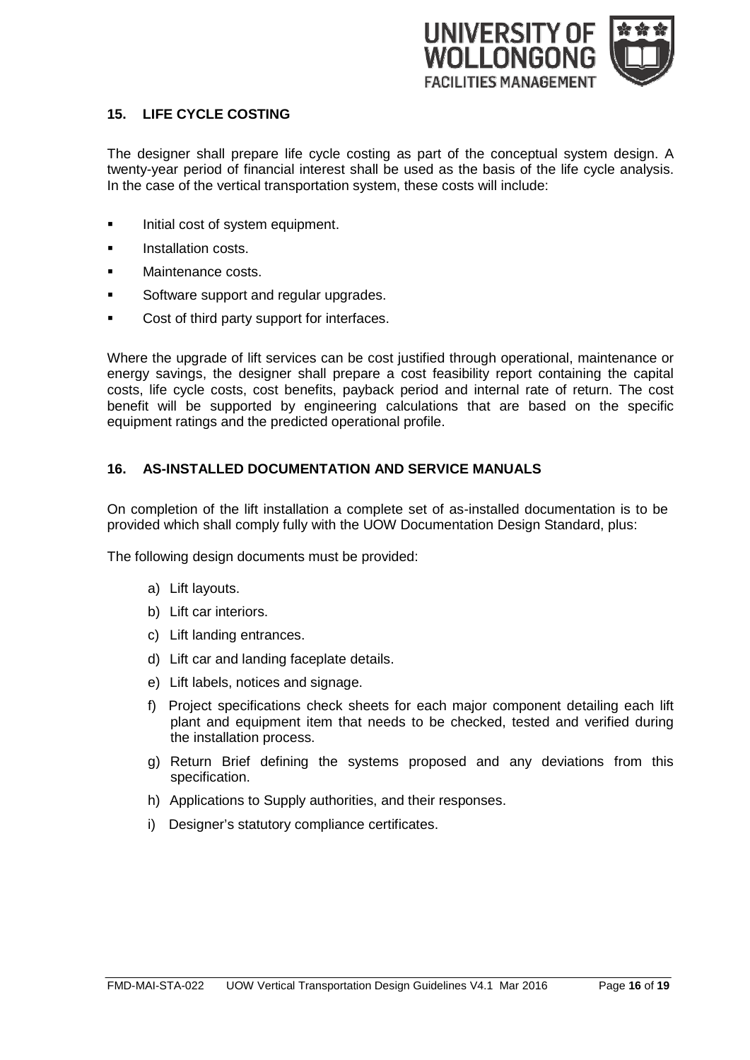## 15. LIFE CYCLE COSTING

The designer shall prepare life cycle costing as part of the conceptual system design. A twenty-year period of financial interest shall be used as the basis of the life cycle analysis. In the case of the vertical transportation system, these costs will include:

- Initial cost of system equipment.
- Installation costs.
- Maintenance costs.
- Software support and regular upgrades.
- Cost of third party support for interfaces.

Where the upgrade of lift services can be cost justified through operational, maintenance or energy savings, the designer shall prepare a cost feasibility report containing the capital costs, life cycle costs, cost benefits, payback period and internal rate of return. The cost benefit will be supported by engineering calculations that are based on the specific equipment ratings and the predicted operational profile.

## 16. AS-INSTALLED DOCUMENTATION AND SERVICE MANUALS

On completion of the lift installation a complete set of as-installed documentation is to be provided which shall comply fully with the UOW Documentation Design Standard, plus:

The following design documents must be provided:

a) Lift layouts.

b) Lift car interiors.

c) Lift landing entrances.

d) Lift car and landing faceplate details.

e) Lift labels, notices and signage.

f) Project specifications check sheets for each major component detailing each lift plant and equipment item that needs to be checked, tested and verified during the installation process.

g) Return Brief defining the systems proposed and any deviations from this specification.

h) Applications to Supply authorities, and their responses.

i) Designer's statutory compliance certificates.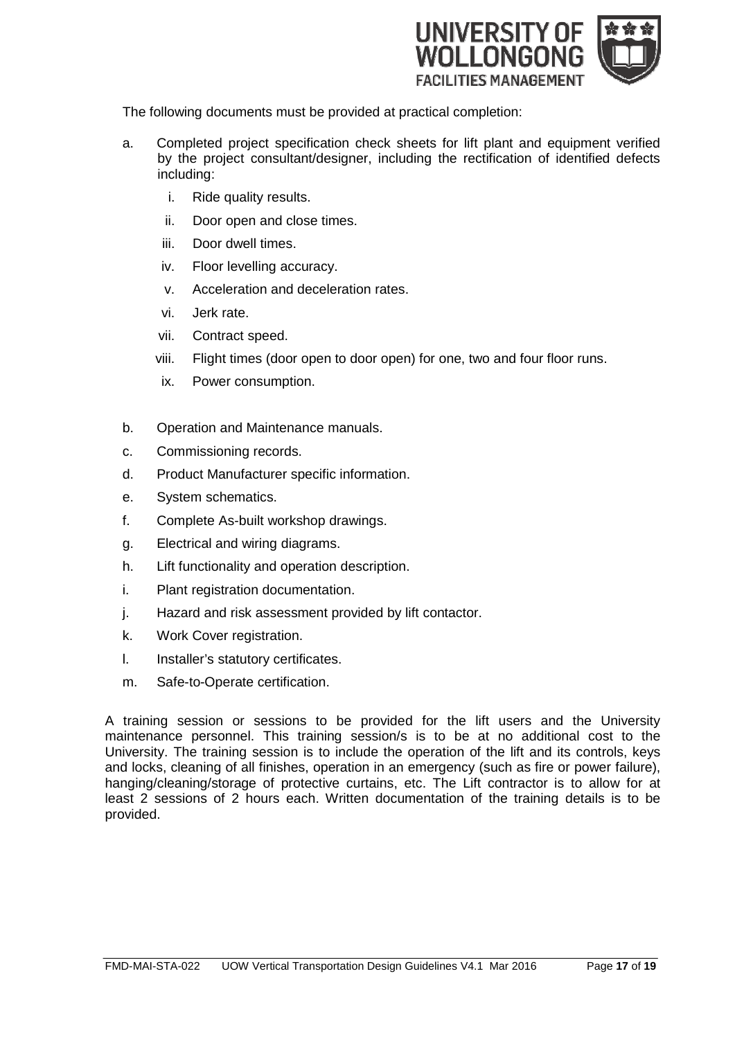The following documents must be provided at practical completion:

a. Completed project specification check sheets for lift plant and equipment verified by the project consultant/designer, including the rectification of identified defects including:
    i. Ride quality results.
    ii. Door open and close times.
    iii. Door dwell times.
    iv. Floor levelling accuracy.
    v. Acceleration and deceleration rates.
    vi. Jerk rate.
    vii. Contract speed.
    viii. Flight times (door open to door open) for one, two and four floor runs.
    ix. Power consumption.

b. Operation and Maintenance manuals.
c. Commissioning records.
d. Product Manufacturer specific information.
e. System schematics.
f. Complete As-built workshop drawings.
g. Electrical and wiring diagrams.
h. Lift functionality and operation description.
i. Plant registration documentation.
j. Hazard and risk assessment provided by lift contactor.
k. Work Cover registration.
l. Installer's statutory certificates.
m. Safe-to-Operate certification.

A training session or sessions to be provided for the lift users and the University maintenance personnel. This training session/s is to be at no additional cost to the University. The training session is to include the operation of the lift and its controls, keys and locks, cleaning of all finishes, operation in an emergency (such as fire or power failure), hanging/cleaning/storage of protective curtains, etc. The Lift contractor is to allow for at least 2 sessions of 2 hours each. Written documentation of the training details is to be provided.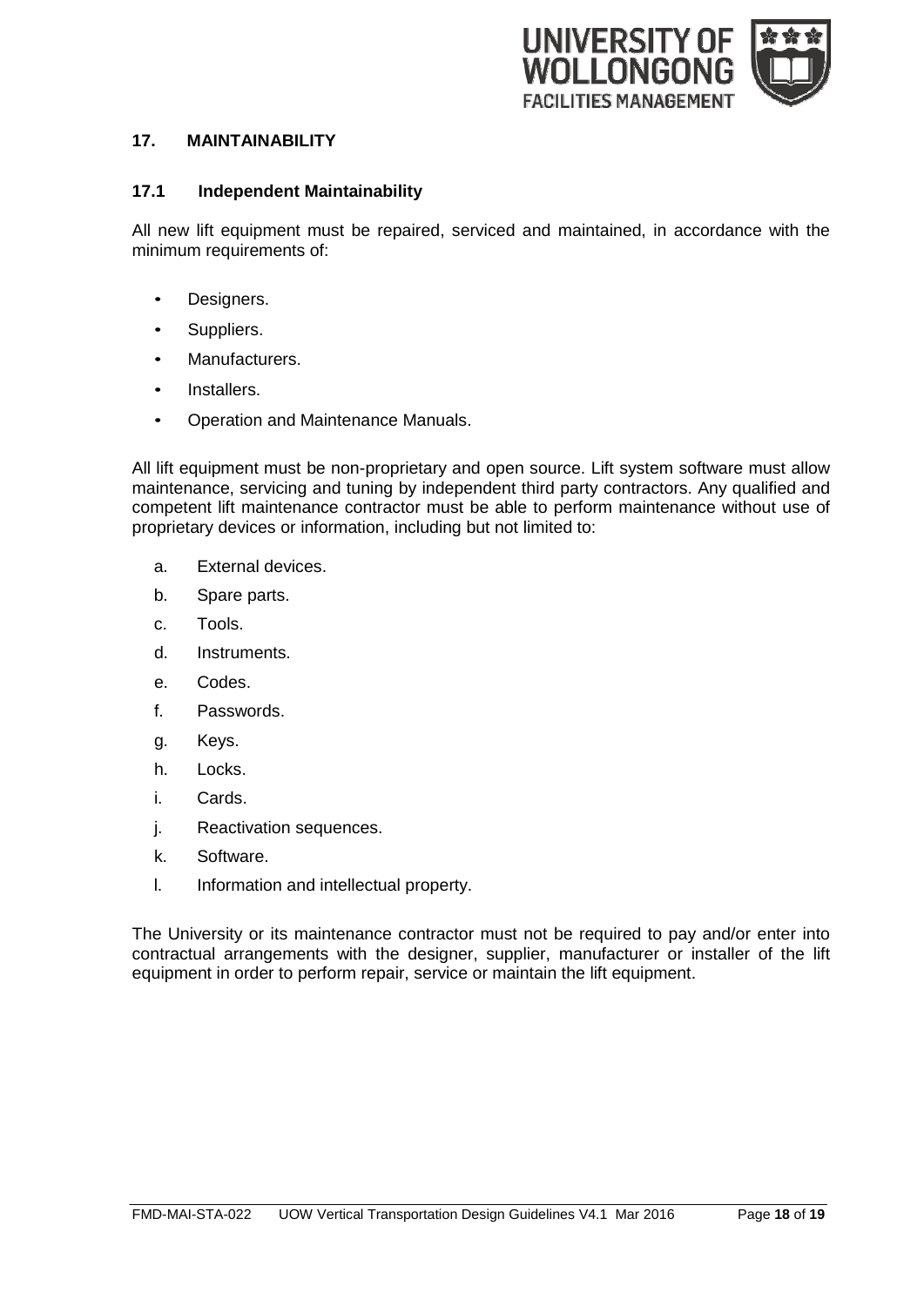## 17. MAINTAINABILITY

### 17.1 Independent Maintainability

All new lift equipment must be repaired, serviced and maintained, in accordance with the minimum requirements of:

- Designers.
- Suppliers.
- Manufacturers.
- Installers.
- Operation and Maintenance Manuals.

All lift equipment must be non-proprietary and open source. Lift system software must allow maintenance, servicing and tuning by independent third party contractors. Any qualified and competent lift maintenance contractor must be able to perform maintenance without use of proprietary devices or information, including but not limited to:

a. External devices.
b. Spare parts.
c. Tools.
d. Instruments.
e. Codes.
f. Passwords.
g. Keys.
h. Locks.
i. Cards.
j. Reactivation sequences.
k. Software.
l. Information and intellectual property.

The University or its maintenance contractor must not be required to pay and/or enter into contractual arrangements with the designer, supplier, manufacturer or installer of the lift equipment in order to perform repair, service or maintain the lift equipment.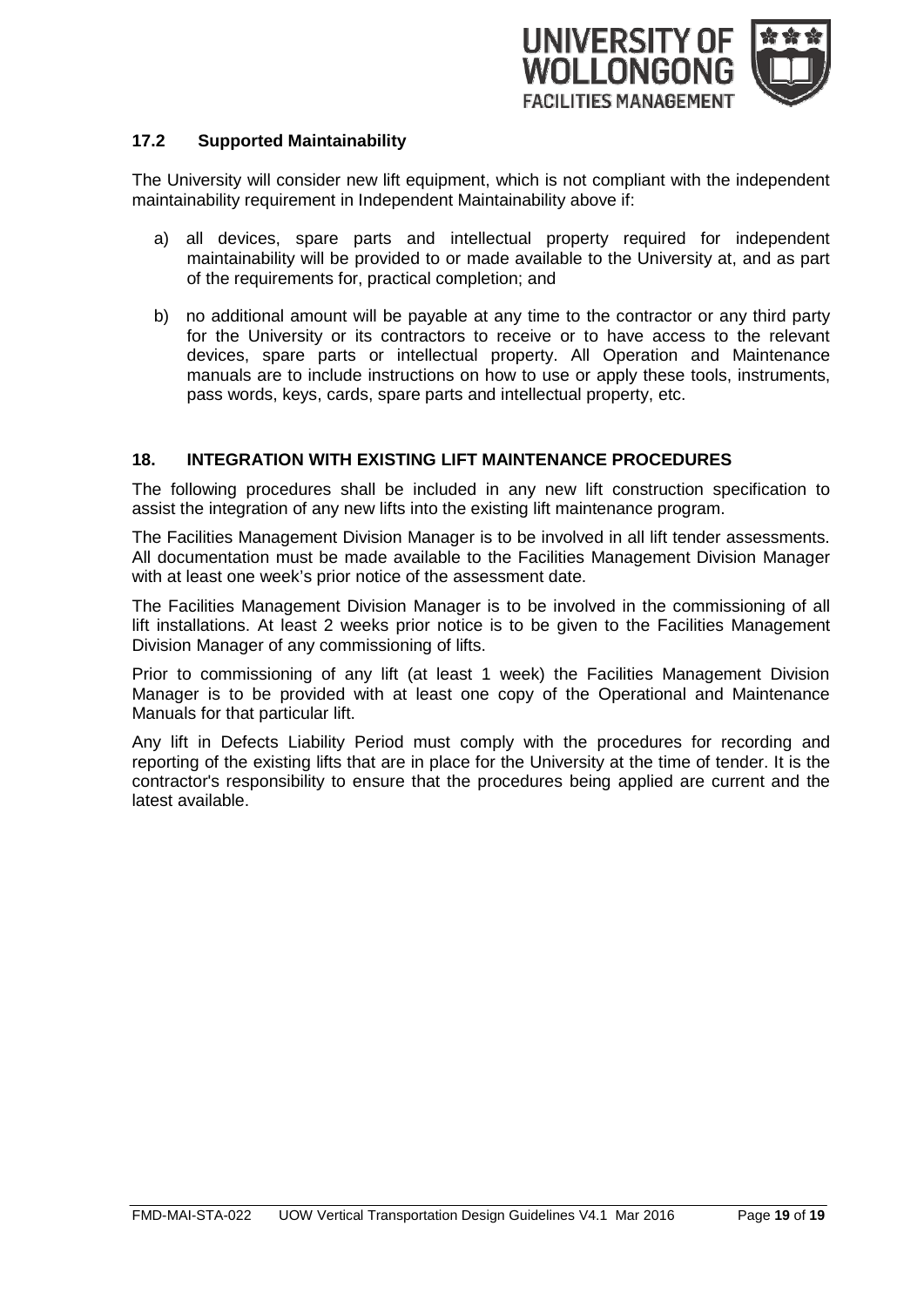### 17.2 Supported Maintainability

The University will consider new lift equipment, which is not compliant with the independent maintainability requirement in Independent Maintainability above if:

a) all devices, spare parts and intellectual property required for independent maintainability will be provided to or made available to the University at, and as part of the requirements for, practical completion; and

b) no additional amount will be payable at any time to the contractor or any third party for the University or its contractors to receive or to have access to the relevant devices, spare parts or intellectual property. All Operation and Maintenance manuals are to include instructions on how to use or apply these tools, instruments, pass words, keys, cards, spare parts and intellectual property, etc.

## 18. INTEGRATION WITH EXISTING LIFT MAINTENANCE PROCEDURES

The following procedures shall be included in any new lift construction specification to assist the integration of any new lifts into the existing lift maintenance program.

The Facilities Management Division Manager is to be involved in all lift tender assessments. All documentation must be made available to the Facilities Management Division Manager with at least one week's prior notice of the assessment date.

The Facilities Management Division Manager is to be involved in the commissioning of all lift installations. At least 2 weeks prior notice is to be given to the Facilities Management Division Manager of any commissioning of lifts.

Prior to commissioning of any lift (at least 1 week) the Facilities Management Division Manager is to be provided with at least one copy of the Operational and Maintenance Manuals for that particular lift.

Any lift in Defects Liability Period must comply with the procedures for recording and reporting of the existing lifts that are in place for the University at the time of tender. It is the contractor's responsibility to ensure that the procedures being applied are current and the latest available.